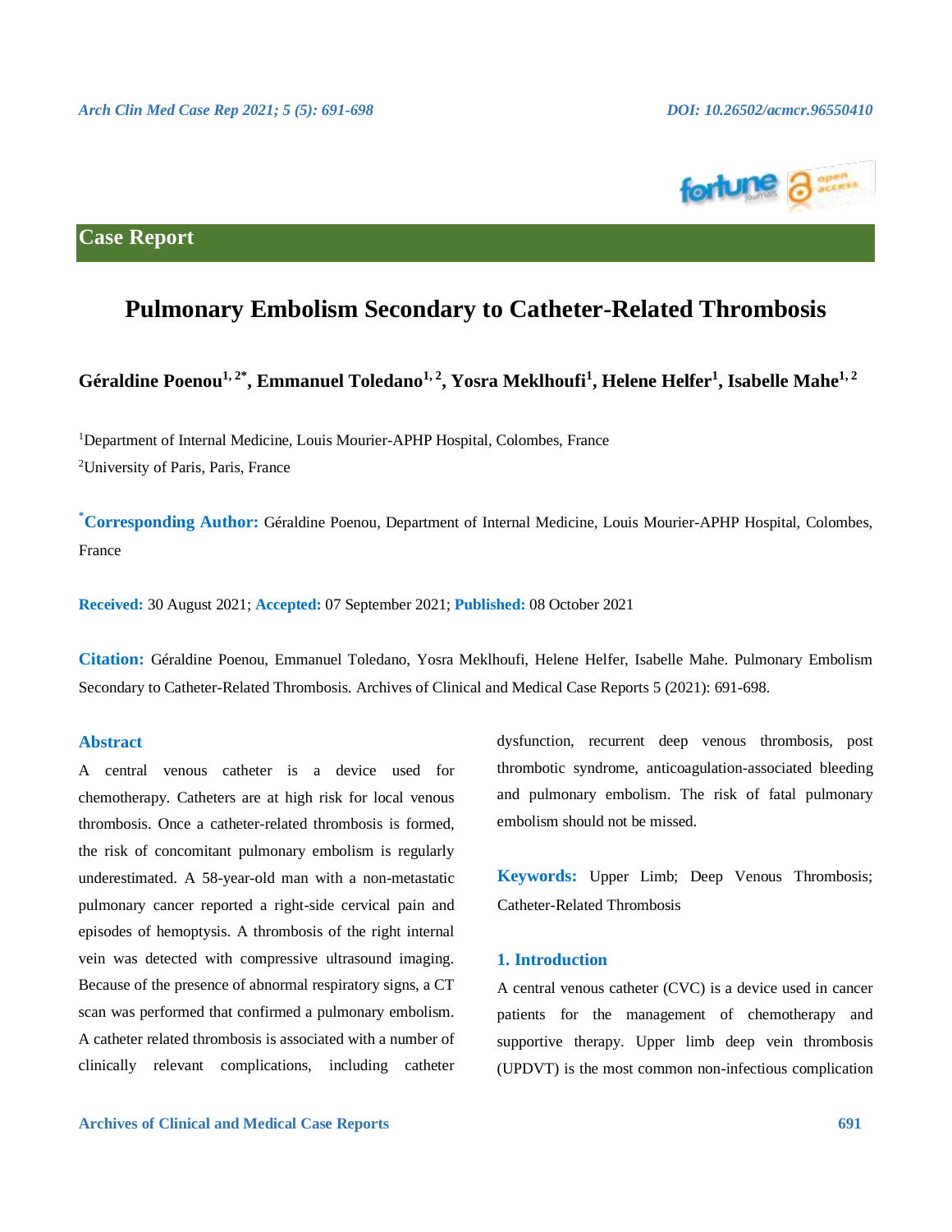Case Report

# Pulmonary Embolism Secondary to Catheter-Related Thrombosis

**Géraldine Poenou[1, 2*], Emmanuel Toledano[1, 2], Yosra Meklhoufi[1], Helene Helfer[1], Isabelle Mahe[1, 2]**

[1]Department of Internal Medicine, Louis Mourier-APHP Hospital, Colombes, France

[2]University of Paris, Paris, France

[*]**Corresponding Author:** Géraldine Poenou, Department of Internal Medicine, Louis Mourier-APHP Hospital, Colombes, France

**Received:** 30 August 2021; **Accepted:** 07 September 2021; **Published:** 08 October 2021

**Citation:** Géraldine Poenou, Emmanuel Toledano, Yosra Meklhoufi, Helene Helfer, Isabelle Mahe. Pulmonary Embolism Secondary to Catheter-Related Thrombosis. Archives of Clinical and Medical Case Reports 5 (2021): 691-698.

## Abstract

A central venous catheter is a device used for chemotherapy. Catheters are at high risk for local venous thrombosis. Once a catheter-related thrombosis is formed, the risk of concomitant pulmonary embolism is regularly underestimated. A 58-year-old man with a non-metastatic pulmonary cancer reported a right-side cervical pain and episodes of hemoptysis. A thrombosis of the right internal vein was detected with compressive ultrasound imaging. Because of the presence of abnormal respiratory signs, a CT scan was performed that confirmed a pulmonary embolism. A catheter related thrombosis is associated with a number of clinically relevant complications, including catheter dysfunction, recurrent deep venous thrombosis, post thrombotic syndrome, anticoagulation-associated bleeding and pulmonary embolism. The risk of fatal pulmonary embolism should not be missed.

**Keywords:** Upper Limb; Deep Venous Thrombosis; Catheter-Related Thrombosis

## 1. Introduction

A central venous catheter (CVC) is a device used in cancer patients for the management of chemotherapy and supportive therapy. Upper limb deep vein thrombosis (UPDVT) is the most common non-infectious complication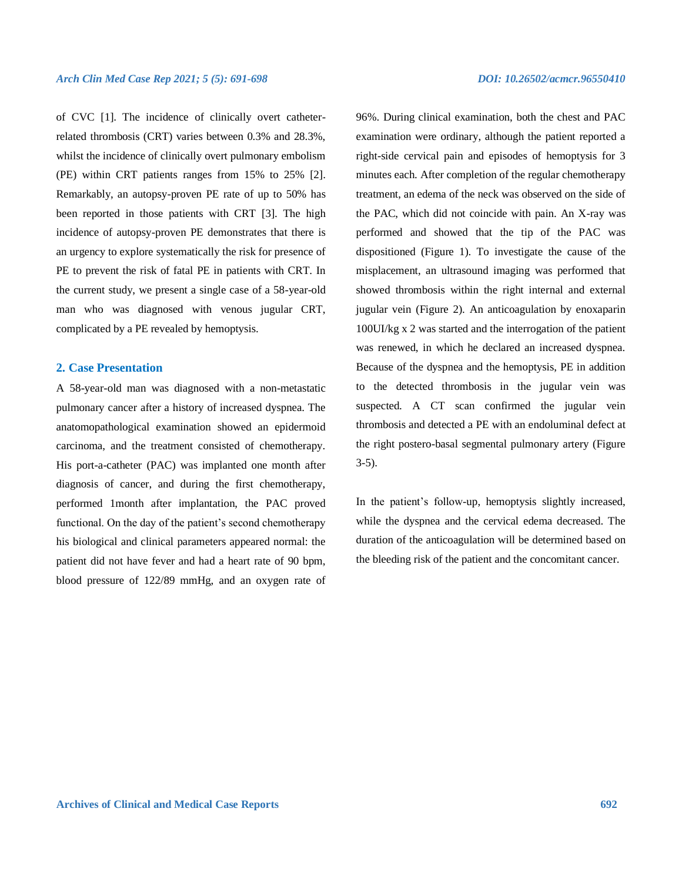of CVC [1]. The incidence of clinically overt catheter-related thrombosis (CRT) varies between 0.3% and 28.3%, whilst the incidence of clinically overt pulmonary embolism (PE) within CRT patients ranges from 15% to 25% [2]. Remarkably, an autopsy-proven PE rate of up to 50% has been reported in those patients with CRT [3]. The high incidence of autopsy-proven PE demonstrates that there is an urgency to explore systematically the risk for presence of PE to prevent the risk of fatal PE in patients with CRT. In the current study, we present a single case of a 58-year-old man who was diagnosed with venous jugular CRT, complicated by a PE revealed by hemoptysis.

## 2. Case Presentation

A 58-year-old man was diagnosed with a non-metastatic pulmonary cancer after a history of increased dyspnea. The anatomopathological examination showed an epidermoid carcinoma, and the treatment consisted of chemotherapy. His port-a-catheter (PAC) was implanted one month after diagnosis of cancer, and during the first chemotherapy, performed 1month after implantation, the PAC proved functional. On the day of the patient's second chemotherapy his biological and clinical parameters appeared normal: the patient did not have fever and had a heart rate of 90 bpm, blood pressure of 122/89 mmHg, and an oxygen rate of 96%. During clinical examination, both the chest and PAC examination were ordinary, although the patient reported a right-side cervical pain and episodes of hemoptysis for 3 minutes each. After completion of the regular chemotherapy treatment, an edema of the neck was observed on the side of the PAC, which did not coincide with pain. An X-ray was performed and showed that the tip of the PAC was dispositioned (Figure 1). To investigate the cause of the misplacement, an ultrasound imaging was performed that showed thrombosis within the right internal and external jugular vein (Figure 2). An anticoagulation by enoxaparin 100UI/kg x 2 was started and the interrogation of the patient was renewed, in which he declared an increased dyspnea. Because of the dyspnea and the hemoptysis, PE in addition to the detected thrombosis in the jugular vein was suspected. A CT scan confirmed the jugular vein thrombosis and detected a PE with an endoluminal defect at the right postero-basal segmental pulmonary artery (Figure 3-5).

In the patient's follow-up, hemoptysis slightly increased, while the dyspnea and the cervical edema decreased. The duration of the anticoagulation will be determined based on the bleeding risk of the patient and the concomitant cancer.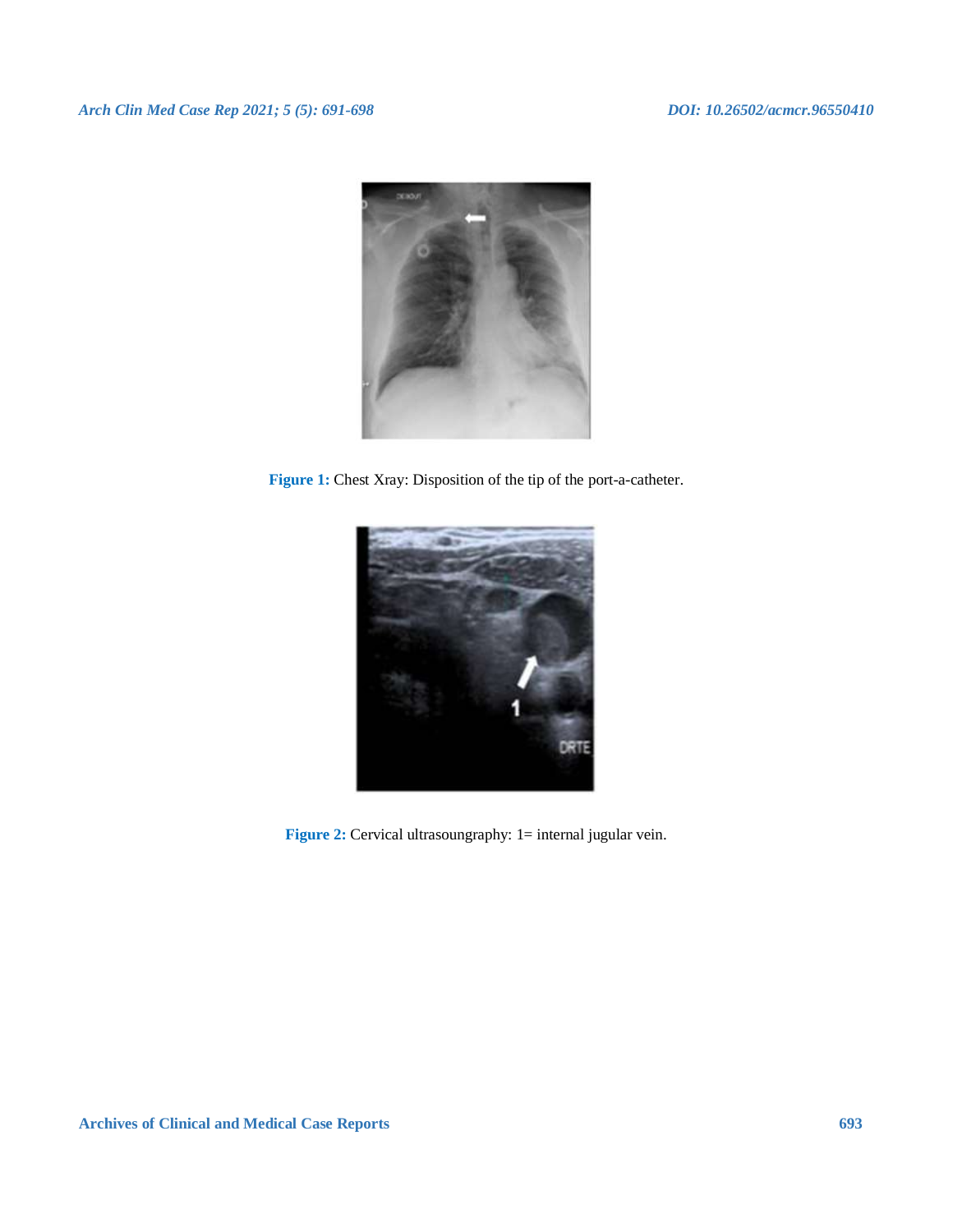Figure 1: Chest Xray: Disposition of the tip of the port-a-catheter.

Figure 2: Cervical ultrasoungraphy: 1= internal jugular vein.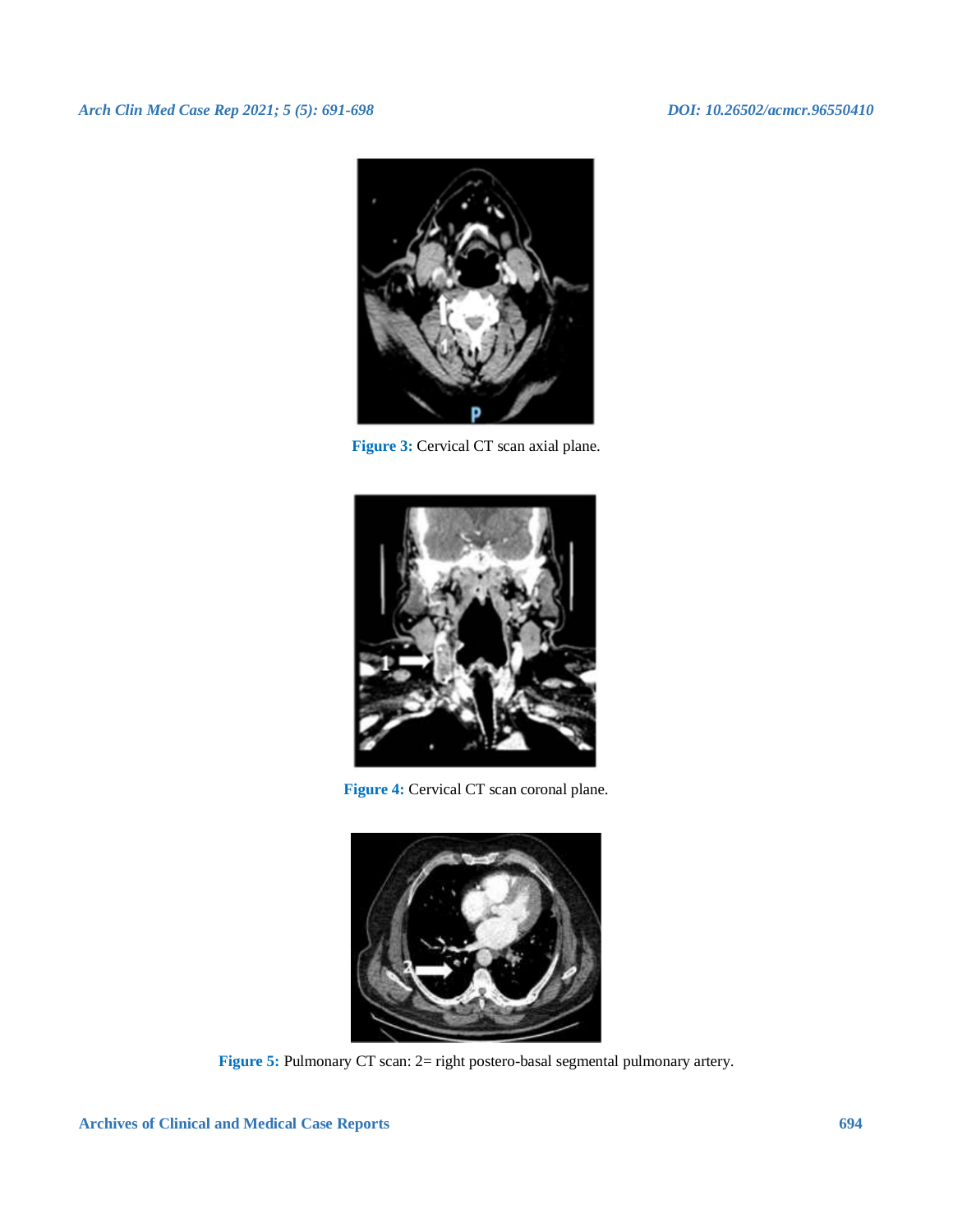Figure 3: Cervical CT scan axial plane.

Figure 4: Cervical CT scan coronal plane.

Figure 5: Pulmonary CT scan: 2= right postero-basal segmental pulmonary artery.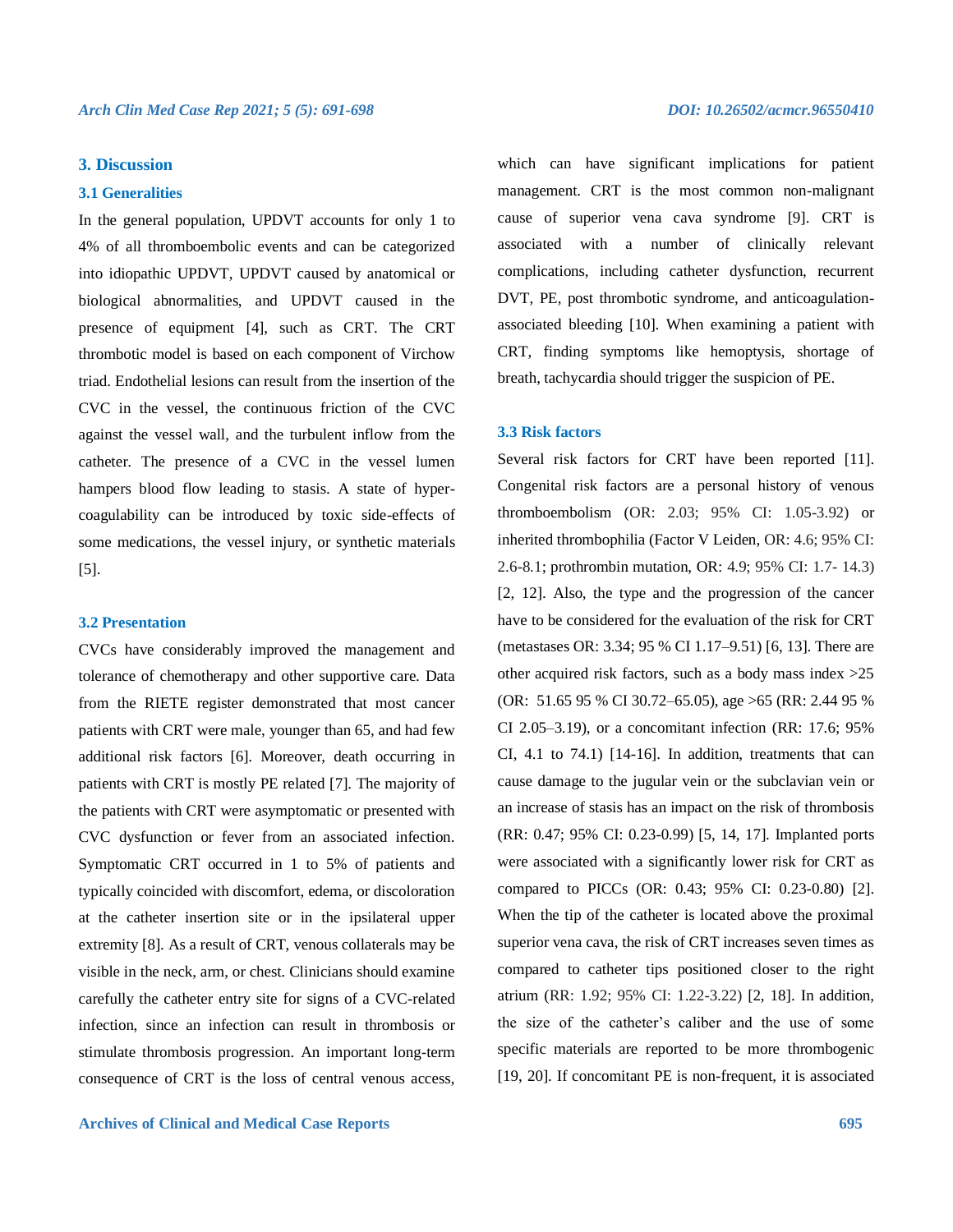## 3. Discussion

### 3.1 Generalities

In the general population, UPDVT accounts for only 1 to 4% of all thromboembolic events and can be categorized into idiopathic UPDVT, UPDVT caused by anatomical or biological abnormalities, and UPDVT caused in the presence of equipment [4], such as CRT. The CRT thrombotic model is based on each component of Virchow triad. Endothelial lesions can result from the insertion of the CVC in the vessel, the continuous friction of the CVC against the vessel wall, and the turbulent inflow from the catheter. The presence of a CVC in the vessel lumen hampers blood flow leading to stasis. A state of hyper-coagulability can be introduced by toxic side-effects of some medications, the vessel injury, or synthetic materials [5].

### 3.2 Presentation

CVCs have considerably improved the management and tolerance of chemotherapy and other supportive care. Data from the RIETE register demonstrated that most cancer patients with CRT were male, younger than 65, and had few additional risk factors [6]. Moreover, death occurring in patients with CRT is mostly PE related [7]. The majority of the patients with CRT were asymptomatic or presented with CVC dysfunction or fever from an associated infection. Symptomatic CRT occurred in 1 to 5% of patients and typically coincided with discomfort, edema, or discoloration at the catheter insertion site or in the ipsilateral upper extremity [8]. As a result of CRT, venous collaterals may be visible in the neck, arm, or chest. Clinicians should examine carefully the catheter entry site for signs of a CVC-related infection, since an infection can result in thrombosis or stimulate thrombosis progression. An important long-term consequence of CRT is the loss of central venous access, which can have significant implications for patient management. CRT is the most common non-malignant cause of superior vena cava syndrome [9]. CRT is associated with a number of clinically relevant complications, including catheter dysfunction, recurrent DVT, PE, post thrombotic syndrome, and anticoagulation-associated bleeding [10]. When examining a patient with CRT, finding symptoms like hemoptysis, shortage of breath, tachycardia should trigger the suspicion of PE.

### 3.3 Risk factors

Several risk factors for CRT have been reported [11]. Congenital risk factors are a personal history of venous thromboembolism (OR: 2.03; 95% CI: 1.05-3.92) or inherited thrombophilia (Factor V Leiden, OR: 4.6; 95% CI: 2.6-8.1; prothrombin mutation, OR: 4.9; 95% CI: 1.7- 14.3) [2, 12]. Also, the type and the progression of the cancer have to be considered for the evaluation of the risk for CRT (metastases OR: 3.34; 95 % CI 1.17–9.51) [6, 13]. There are other acquired risk factors, such as a body mass index >25 (OR: 51.65 95 % CI 30.72–65.05), age >65 (RR: 2.44 95 % CI 2.05–3.19), or a concomitant infection (RR: 17.6; 95% CI, 4.1 to 74.1) [14-16]. In addition, treatments that can cause damage to the jugular vein or the subclavian vein or an increase of stasis has an impact on the risk of thrombosis (RR: 0.47; 95% CI: 0.23-0.99) [5, 14, 17]. Implanted ports were associated with a significantly lower risk for CRT as compared to PICCs (OR: 0.43; 95% CI: 0.23-0.80) [2]. When the tip of the catheter is located above the proximal superior vena cava, the risk of CRT increases seven times as compared to catheter tips positioned closer to the right atrium (RR: 1.92; 95% CI: 1.22-3.22) [2, 18]. In addition, the size of the catheter's caliber and the use of some specific materials are reported to be more thrombogenic [19, 20]. If concomitant PE is non-frequent, it is associated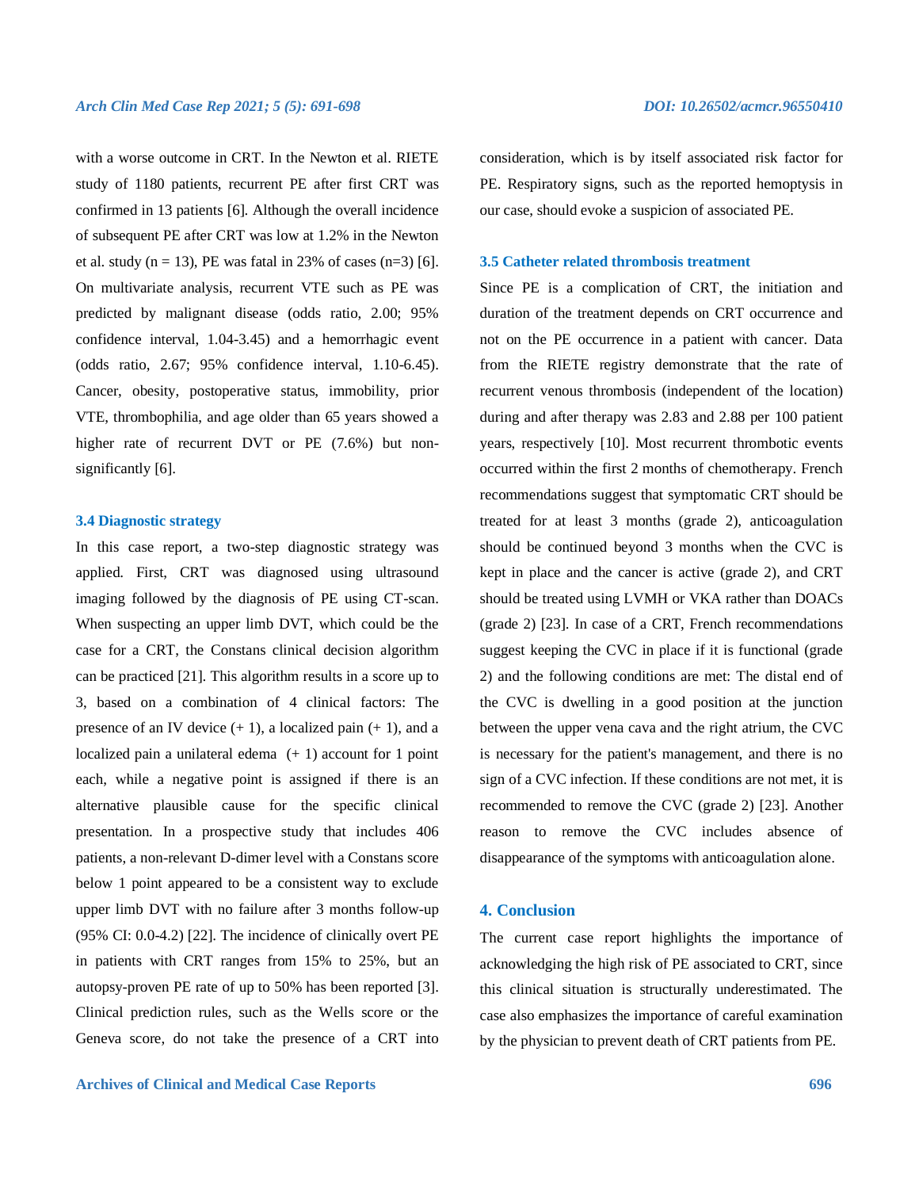with a worse outcome in CRT. In the Newton et al. RIETE study of 1180 patients, recurrent PE after first CRT was confirmed in 13 patients [6]. Although the overall incidence of subsequent PE after CRT was low at 1.2% in the Newton et al. study (n = 13), PE was fatal in 23% of cases (n=3) [6]. On multivariate analysis, recurrent VTE such as PE was predicted by malignant disease (odds ratio, 2.00; 95% confidence interval, 1.04-3.45) and a hemorrhagic event (odds ratio, 2.67; 95% confidence interval, 1.10-6.45). Cancer, obesity, postoperative status, immobility, prior VTE, thrombophilia, and age older than 65 years showed a higher rate of recurrent DVT or PE (7.6%) but non-significantly [6].

### 3.4 Diagnostic strategy

In this case report, a two-step diagnostic strategy was applied. First, CRT was diagnosed using ultrasound imaging followed by the diagnosis of PE using CT-scan. When suspecting an upper limb DVT, which could be the case for a CRT, the Constans clinical decision algorithm can be practiced [21]. This algorithm results in a score up to 3, based on a combination of 4 clinical factors: The presence of an IV device (+ 1), a localized pain (+ 1), and a localized pain a unilateral edema (+ 1) account for 1 point each, while a negative point is assigned if there is an alternative plausible cause for the specific clinical presentation. In a prospective study that includes 406 patients, a non-relevant D-dimer level with a Constans score below 1 point appeared to be a consistent way to exclude upper limb DVT with no failure after 3 months follow-up (95% CI: 0.0-4.2) [22]. The incidence of clinically overt PE in patients with CRT ranges from 15% to 25%, but an autopsy-proven PE rate of up to 50% has been reported [3]. Clinical prediction rules, such as the Wells score or the Geneva score, do not take the presence of a CRT into consideration, which is by itself associated risk factor for PE. Respiratory signs, such as the reported hemoptysis in our case, should evoke a suspicion of associated PE.

### 3.5 Catheter related thrombosis treatment

Since PE is a complication of CRT, the initiation and duration of the treatment depends on CRT occurrence and not on the PE occurrence in a patient with cancer. Data from the RIETE registry demonstrate that the rate of recurrent venous thrombosis (independent of the location) during and after therapy was 2.83 and 2.88 per 100 patient years, respectively [10]. Most recurrent thrombotic events occurred within the first 2 months of chemotherapy. French recommendations suggest that symptomatic CRT should be treated for at least 3 months (grade 2), anticoagulation should be continued beyond 3 months when the CVC is kept in place and the cancer is active (grade 2), and CRT should be treated using LVMH or VKA rather than DOACs (grade 2) [23]. In case of a CRT, French recommendations suggest keeping the CVC in place if it is functional (grade 2) and the following conditions are met: The distal end of the CVC is dwelling in a good position at the junction between the upper vena cava and the right atrium, the CVC is necessary for the patient's management, and there is no sign of a CVC infection. If these conditions are not met, it is recommended to remove the CVC (grade 2) [23]. Another reason to remove the CVC includes absence of disappearance of the symptoms with anticoagulation alone.

## 4. Conclusion

The current case report highlights the importance of acknowledging the high risk of PE associated to CRT, since this clinical situation is structurally underestimated. The case also emphasizes the importance of careful examination by the physician to prevent death of CRT patients from PE.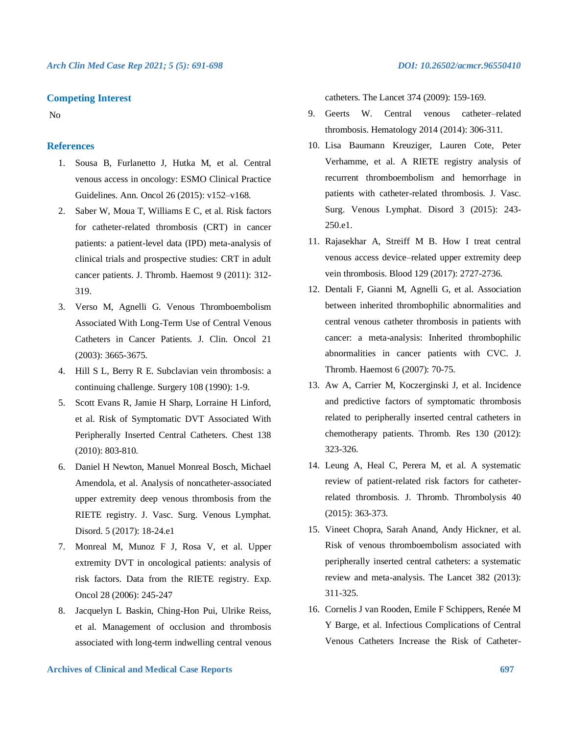## Competing Interest

No

## References

1. Sousa B, Furlanetto J, Hutka M, et al. Central venous access in oncology: ESMO Clinical Practice Guidelines. Ann. Oncol 26 (2015): v152–v168.
2. Saber W, Moua T, Williams E C, et al. Risk factors for catheter-related thrombosis (CRT) in cancer patients: a patient-level data (IPD) meta-analysis of clinical trials and prospective studies: CRT in adult cancer patients. J. Thromb. Haemost 9 (2011): 312-319.
3. Verso M, Agnelli G. Venous Thromboembolism Associated With Long-Term Use of Central Venous Catheters in Cancer Patients. J. Clin. Oncol 21 (2003): 3665-3675.
4. Hill S L, Berry R E. Subclavian vein thrombosis: a continuing challenge. Surgery 108 (1990): 1-9.
5. Scott Evans R, Jamie H Sharp, Lorraine H Linford, et al. Risk of Symptomatic DVT Associated With Peripherally Inserted Central Catheters. Chest 138 (2010): 803-810.
6. Daniel H Newton, Manuel Monreal Bosch, Michael Amendola, et al. Analysis of noncatheter-associated upper extremity deep venous thrombosis from the RIETE registry. J. Vasc. Surg. Venous Lymphat. Disord. 5 (2017): 18-24.e1
7. Monreal M, Munoz F J, Rosa V, et al. Upper extremity DVT in oncological patients: analysis of risk factors. Data from the RIETE registry. Exp. Oncol 28 (2006): 245-247
8. Jacquelyn L Baskin, Ching-Hon Pui, Ulrike Reiss, et al. Management of occlusion and thrombosis associated with long-term indwelling central venous catheters. The Lancet 374 (2009): 159-169.
9. Geerts W. Central venous catheter–related thrombosis. Hematology 2014 (2014): 306-311.
10. Lisa Baumann Kreuziger, Lauren Cote, Peter Verhamme, et al. A RIETE registry analysis of recurrent thromboembolism and hemorrhage in patients with catheter-related thrombosis. J. Vasc. Surg. Venous Lymphat. Disord 3 (2015): 243-250.e1.
11. Rajasekhar A, Streiff M B. How I treat central venous access device–related upper extremity deep vein thrombosis. Blood 129 (2017): 2727-2736.
12. Dentali F, Gianni M, Agnelli G, et al. Association between inherited thrombophilic abnormalities and central venous catheter thrombosis in patients with cancer: a meta-analysis: Inherited thrombophilic abnormalities in cancer patients with CVC. J. Thromb. Haemost 6 (2007): 70-75.
13. Aw A, Carrier M, Koczerginski J, et al. Incidence and predictive factors of symptomatic thrombosis related to peripherally inserted central catheters in chemotherapy patients. Thromb. Res 130 (2012): 323-326.
14. Leung A, Heal C, Perera M, et al. A systematic review of patient-related risk factors for catheter-related thrombosis. J. Thromb. Thrombolysis 40 (2015): 363-373.
15. Vineet Chopra, Sarah Anand, Andy Hickner, et al. Risk of venous thromboembolism associated with peripherally inserted central catheters: a systematic review and meta-analysis. The Lancet 382 (2013): 311-325.
16. Cornelis J van Rooden, Emile F Schippers, Renée M Y Barge, et al. Infectious Complications of Central Venous Catheters Increase the Risk of Catheter-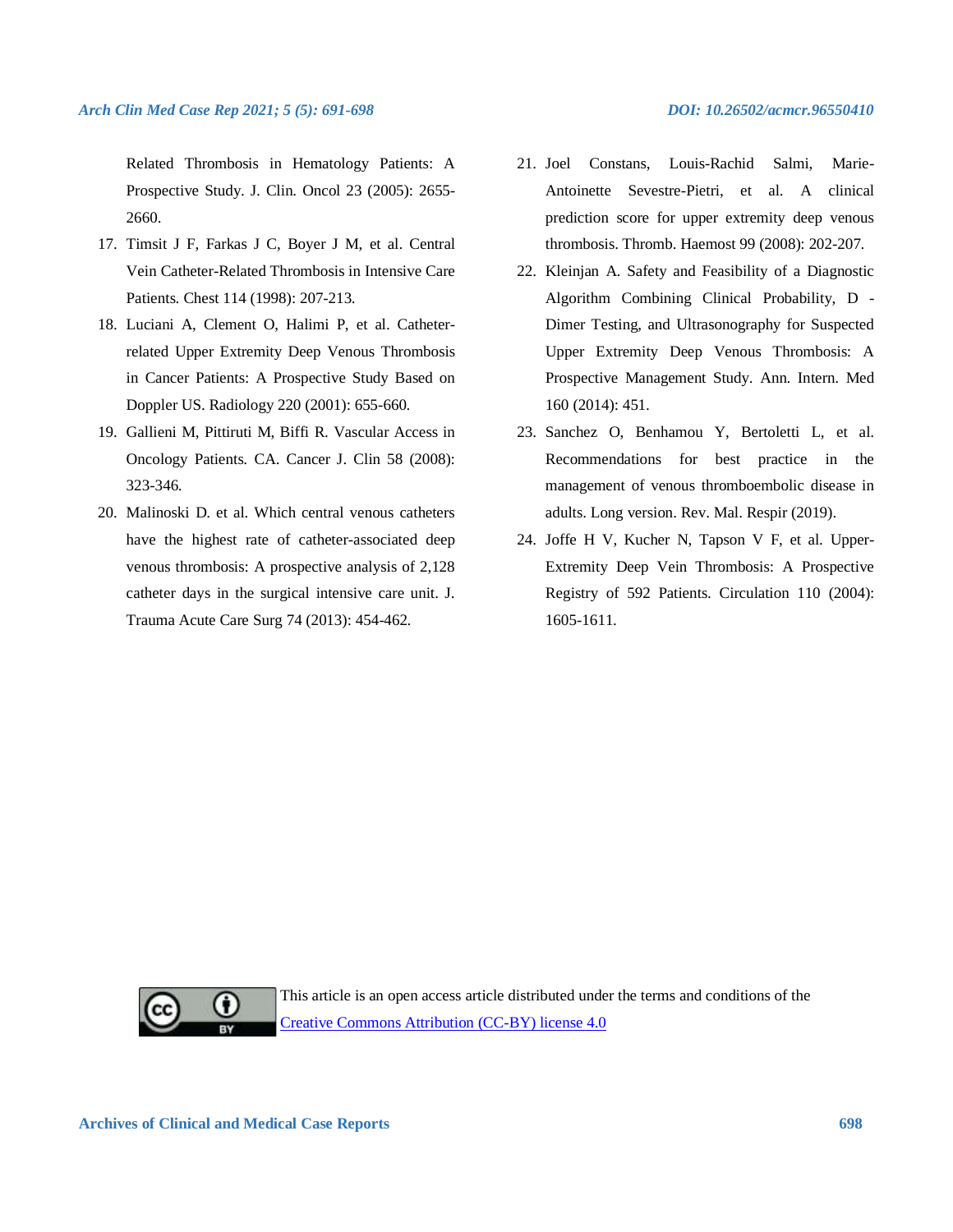Related Thrombosis in Hematology Patients: A Prospective Study. J. Clin. Oncol 23 (2005): 2655-2660.

17. Timsit J F, Farkas J C, Boyer J M, et al. Central Vein Catheter-Related Thrombosis in Intensive Care Patients. Chest 114 (1998): 207-213.
18. Luciani A, Clement O, Halimi P, et al. Catheter-related Upper Extremity Deep Venous Thrombosis in Cancer Patients: A Prospective Study Based on Doppler US. Radiology 220 (2001): 655-660.
19. Gallieni M, Pittiruti M, Biffi R. Vascular Access in Oncology Patients. CA. Cancer J. Clin 58 (2008): 323-346.
20. Malinoski D. et al. Which central venous catheters have the highest rate of catheter-associated deep venous thrombosis: A prospective analysis of 2,128 catheter days in the surgical intensive care unit. J. Trauma Acute Care Surg 74 (2013): 454-462.
21. Joel Constans, Louis-Rachid Salmi, Marie-Antoinette Sevestre-Pietri, et al. A clinical prediction score for upper extremity deep venous thrombosis. Thromb. Haemost 99 (2008): 202-207.
22. Kleinjan A. Safety and Feasibility of a Diagnostic Algorithm Combining Clinical Probability, D - Dimer Testing, and Ultrasonography for Suspected Upper Extremity Deep Venous Thrombosis: A Prospective Management Study. Ann. Intern. Med 160 (2014): 451.
23. Sanchez O, Benhamou Y, Bertoletti L, et al. Recommendations for best practice in the management of venous thromboembolic disease in adults. Long version. Rev. Mal. Respir (2019).
24. Joffe H V, Kucher N, Tapson V F, et al. Upper-Extremity Deep Vein Thrombosis: A Prospective Registry of 592 Patients. Circulation 110 (2004): 1605-1611.

This article is an open access article distributed under the terms and conditions of the [Creative Commons Attribution (CC-BY) license 4.0](https://creativecommons.org/licenses/by/4.0/)